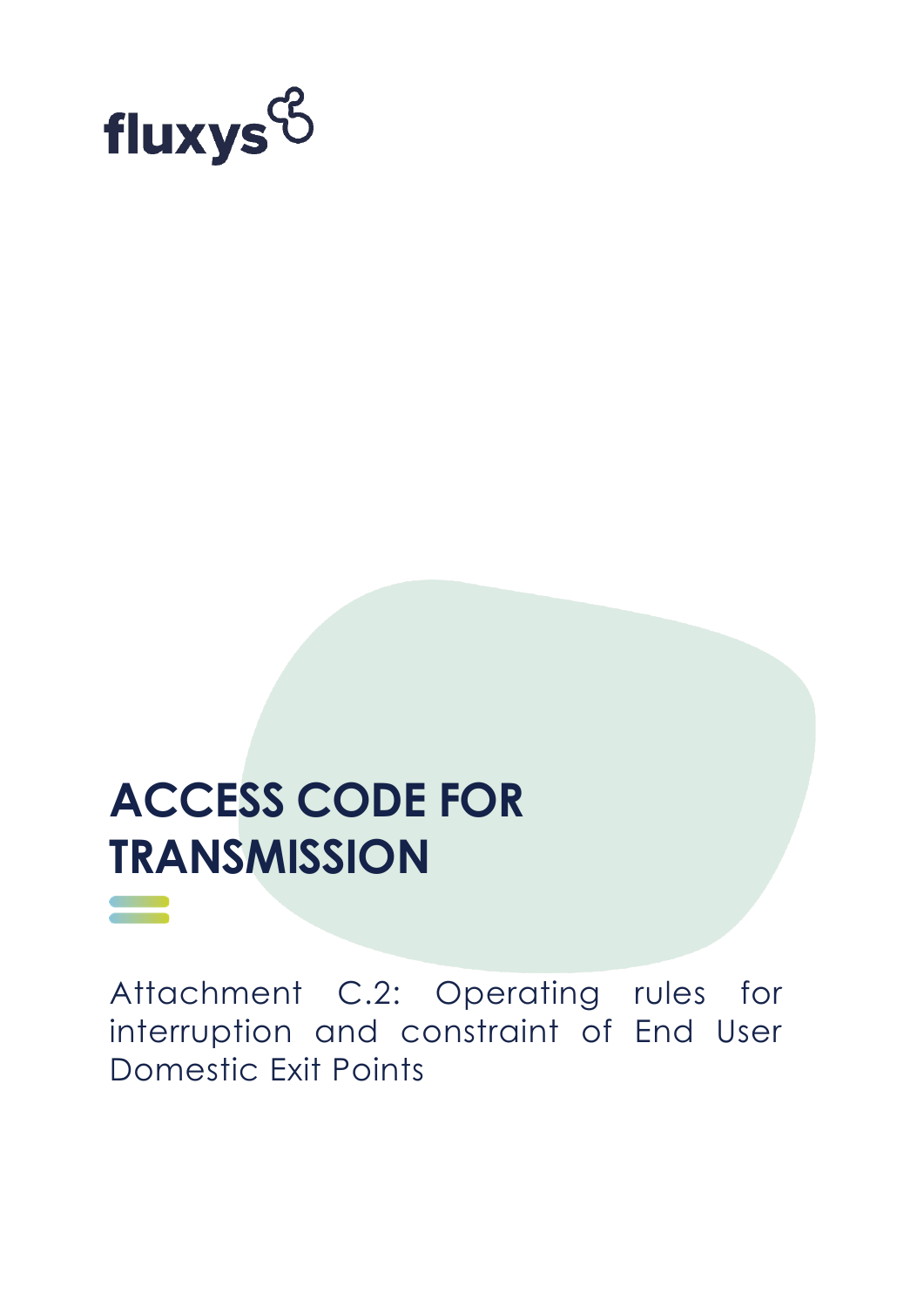fluxys

# ACCESS CODE FOR TRANSMISSION

Attachment C.2: Operating rules for interruption and constraint of End User Domestic Exit Points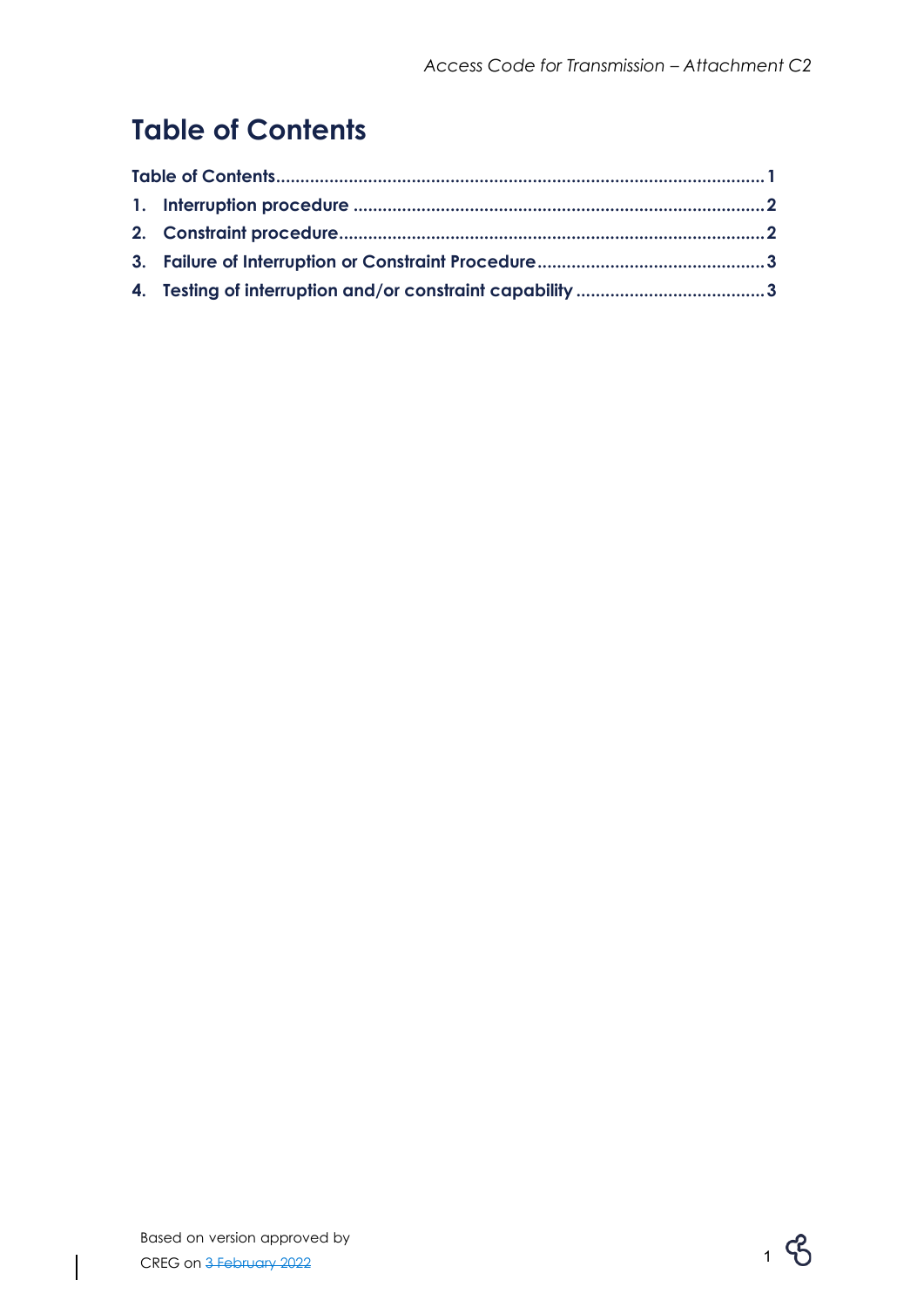# Table of Contents

Table of Contents....................................................................................................1

1. Interruption procedure .....................................................................................2

2. Constraint procedure........................................................................................2

3. Failure of Interruption or Constraint Procedure...............................................3

4. Testing of interruption and/or constraint capability .......................................3

Based on version approved by CREG on ~~3 February 2022~~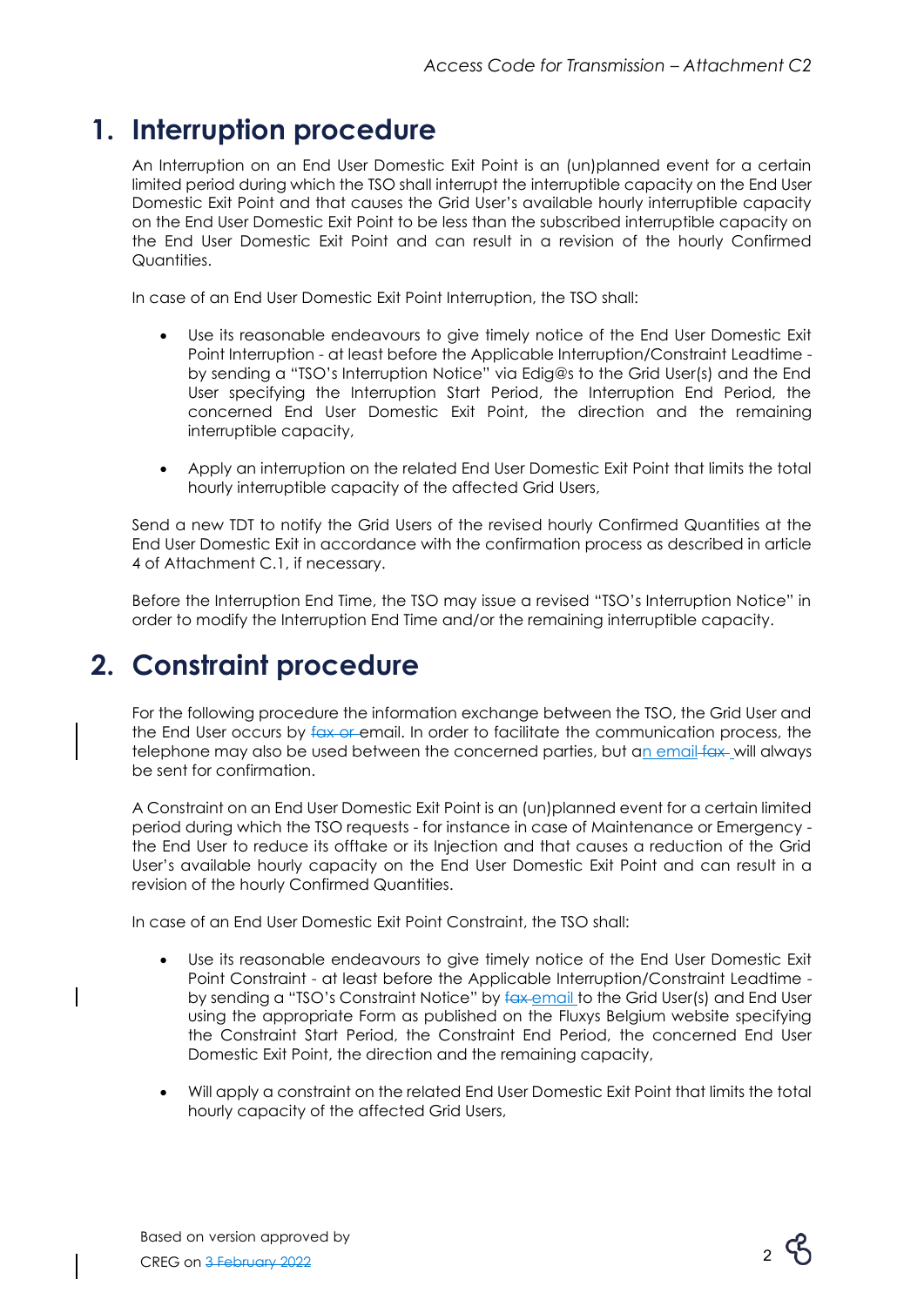# 1. Interruption procedure

An Interruption on an End User Domestic Exit Point is an (un)planned event for a certain limited period during which the TSO shall interrupt the interruptible capacity on the End User Domestic Exit Point and that causes the Grid User's available hourly interruptible capacity on the End User Domestic Exit Point to be less than the subscribed interruptible capacity on the End User Domestic Exit Point and can result in a revision of the hourly Confirmed Quantities.

In case of an End User Domestic Exit Point Interruption, the TSO shall:

- Use its reasonable endeavours to give timely notice of the End User Domestic Exit Point Interruption - at least before the Applicable Interruption/Constraint Leadtime - by sending a "TSO's Interruption Notice" via Edig@s to the Grid User(s) and the End User specifying the Interruption Start Period, the Interruption End Period, the concerned End User Domestic Exit Point, the direction and the remaining interruptible capacity,

- Apply an interruption on the related End User Domestic Exit Point that limits the total hourly interruptible capacity of the affected Grid Users,

Send a new TDT to notify the Grid Users of the revised hourly Confirmed Quantities at the End User Domestic Exit in accordance with the confirmation process as described in article 4 of Attachment C.1, if necessary.

Before the Interruption End Time, the TSO may issue a revised "TSO's Interruption Notice" in order to modify the Interruption End Time and/or the remaining interruptible capacity.

# 2. Constraint procedure

For the following procedure the information exchange between the TSO, the Grid User and the End User occurs by ~~fax or~~ email. In order to facilitate the communication process, the telephone may also be used between the concerned parties, but an email ~~fax~~ will always be sent for confirmation.

A Constraint on an End User Domestic Exit Point is an (un)planned event for a certain limited period during which the TSO requests - for instance in case of Maintenance or Emergency - the End User to reduce its offtake or its Injection and that causes a reduction of the Grid User's available hourly capacity on the End User Domestic Exit Point and can result in a revision of the hourly Confirmed Quantities.

In case of an End User Domestic Exit Point Constraint, the TSO shall:

- Use its reasonable endeavours to give timely notice of the End User Domestic Exit Point Constraint - at least before the Applicable Interruption/Constraint Leadtime - by sending a "TSO's Constraint Notice" by ~~fax~~ email to the Grid User(s) and End User using the appropriate Form as published on the Fluxys Belgium website specifying the Constraint Start Period, the Constraint End Period, the concerned End User Domestic Exit Point, the direction and the remaining capacity,

- Will apply a constraint on the related End User Domestic Exit Point that limits the total hourly capacity of the affected Grid Users,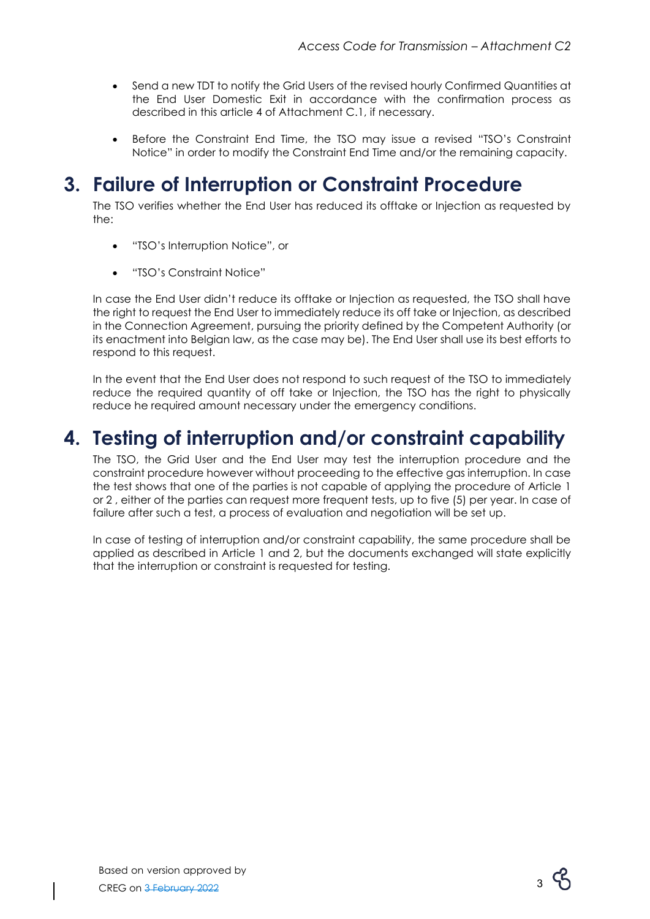- Send a new TDT to notify the Grid Users of the revised hourly Confirmed Quantities at the End User Domestic Exit in accordance with the confirmation process as described in this article 4 of Attachment C.1, if necessary.

- Before the Constraint End Time, the TSO may issue a revised "TSO's Constraint Notice" in order to modify the Constraint End Time and/or the remaining capacity.

# 3. Failure of Interruption or Constraint Procedure

The TSO verifies whether the End User has reduced its offtake or Injection as requested by the:

- "TSO's Interruption Notice", or

- "TSO's Constraint Notice"

In case the End User didn't reduce its offtake or Injection as requested, the TSO shall have the right to request the End User to immediately reduce its off take or Injection, as described in the Connection Agreement, pursuing the priority defined by the Competent Authority (or its enactment into Belgian law, as the case may be). The End User shall use its best efforts to respond to this request.

In the event that the End User does not respond to such request of the TSO to immediately reduce the required quantity of off take or Injection, the TSO has the right to physically reduce he required amount necessary under the emergency conditions.

# 4. Testing of interruption and/or constraint capability

The TSO, the Grid User and the End User may test the interruption procedure and the constraint procedure however without proceeding to the effective gas interruption. In case the test shows that one of the parties is not capable of applying the procedure of Article 1 or 2 , either of the parties can request more frequent tests, up to five (5) per year. In case of failure after such a test, a process of evaluation and negotiation will be set up.

In case of testing of interruption and/or constraint capability, the same procedure shall be applied as described in Article 1 and 2, but the documents exchanged will state explicitly that the interruption or constraint is requested for testing.